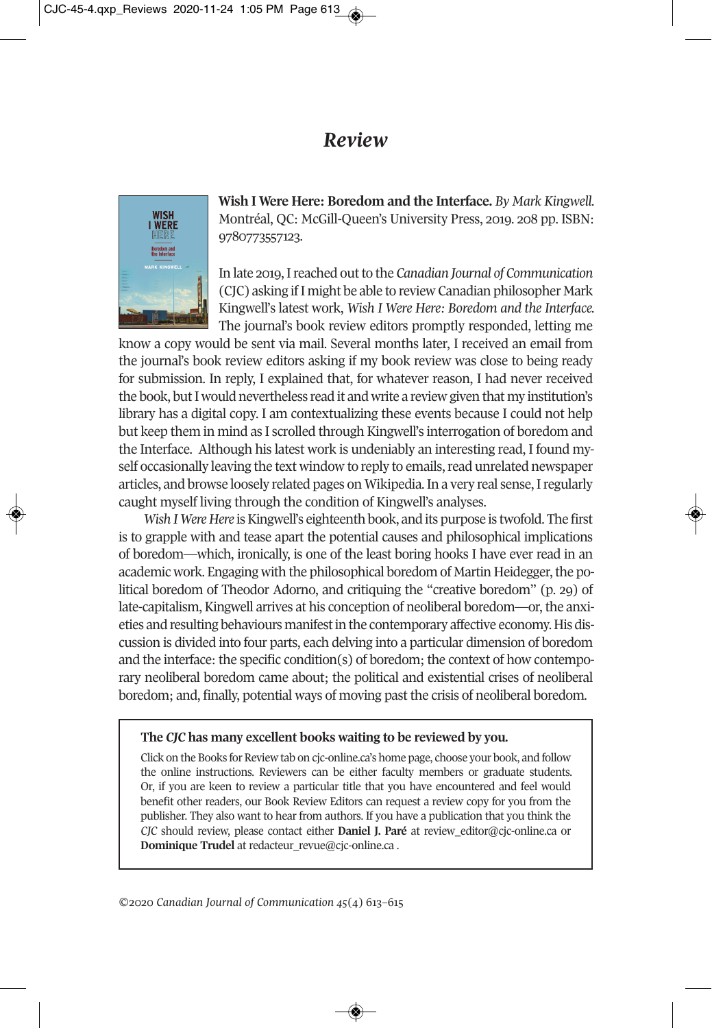# *Review*

**Wish I Were Here: Boredom and the Interface.** *By Mark Kingwell.* Montréal, QC: McGill-Queen's University Press, 2019. 208 pp. ISBN: 9780773557123.

In late 2019, I reached out to the *Canadian Journal of Communication* (CJC) asking if I might be able to review Canadian philosopher Mark Kingwell's latest work, *Wish I Were Here: Boredom and the Interface.* The journal's book review editors promptly responded, letting me know a copy would be sent via mail. Several months later, I received an email from the journal's book review editors asking if my book review was close to being ready for submission. In reply, I explained that, for whatever reason, I had never received the book, but I would nevertheless read it and write a review given that my institution's library has a digital copy. I am contextualizing these events because I could not help but keep them in mind as I scrolled through Kingwell's interrogation of boredom and the Interface. Although his latest work is undeniably an interesting read, I found myself occasionally leaving the text window to reply to emails, read unrelated newspaper articles, and browse loosely related pages on Wikipedia. In a very real sense, I regularly caught myself living through the condition of Kingwell's analyses.

*Wish I Were Here* is Kingwell's eighteenth book, and its purpose is twofold. The first is to grapple with and tease apart the potential causes and philosophical implications of boredom—which, ironically, is one of the least boring hooks I have ever read in an academic work. Engaging with the philosophical boredom of Martin Heidegger, the political boredom of Theodor Adorno, and critiquing the "creative boredom" (p. 29) of late-capitalism, Kingwell arrives at his conception of neoliberal boredom—or, the anxieties and resulting behaviours manifest in the contemporary affective economy. His discussion is divided into four parts, each delving into a particular dimension of boredom and the interface: the specific condition(s) of boredom; the context of how contemporary neoliberal boredom came about; the political and existential crises of neoliberal boredom; and, finally, potential ways of moving past the crisis of neoliberal boredom.

**The *CJC* has many excellent books waiting to be reviewed by you.**

Click on the Books for Review tab on cjc-online.ca's home page, choose your book, and follow the online instructions. Reviewers can be either faculty members or graduate students. Or, if you are keen to review a particular title that you have encountered and feel would benefit other readers, our Book Review Editors can request a review copy for you from the publisher. They also want to hear from authors. If you have a publication that you think the *CJC* should review, please contact either **Daniel J. Paré** at review_editor@cjc-online.ca or **Dominique Trudel** at redacteur_revue@cjc-online.ca .

©2020 *Canadian Journal of Communication* 45(4) 613–615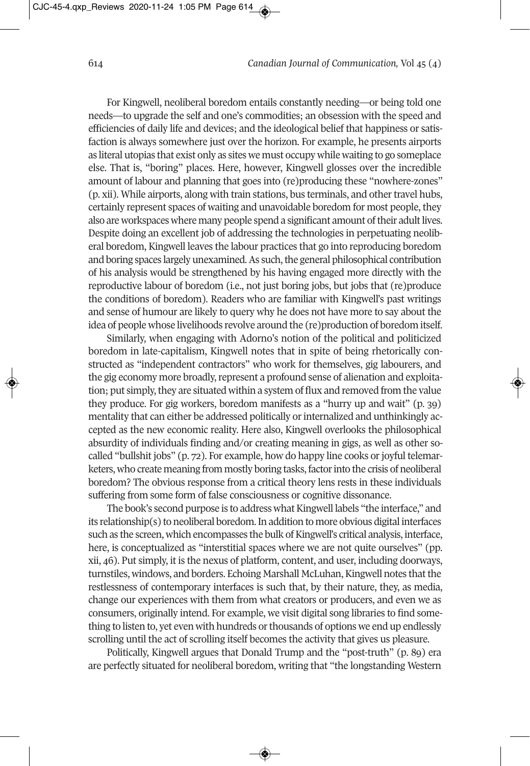For Kingwell, neoliberal boredom entails constantly needing—or being told one needs—to upgrade the self and one's commodities; an obsession with the speed and efficiencies of daily life and devices; and the ideological belief that happiness or satisfaction is always somewhere just over the horizon. For example, he presents airports as literal utopias that exist only as sites we must occupy while waiting to go someplace else. That is, "boring" places. Here, however, Kingwell glosses over the incredible amount of labour and planning that goes into (re)producing these "nowhere-zones" (p. xii). While airports, along with train stations, bus terminals, and other travel hubs, certainly represent spaces of waiting and unavoidable boredom for most people, they also are workspaces where many people spend a significant amount of their adult lives. Despite doing an excellent job of addressing the technologies in perpetuating neoliberal boredom, Kingwell leaves the labour practices that go into reproducing boredom and boring spaces largely unexamined. As such, the general philosophical contribution of his analysis would be strengthened by his having engaged more directly with the reproductive labour of boredom (i.e., not just boring jobs, but jobs that (re)produce the conditions of boredom). Readers who are familiar with Kingwell's past writings and sense of humour are likely to query why he does not have more to say about the idea of people whose livelihoods revolve around the (re)production of boredom itself.

Similarly, when engaging with Adorno's notion of the political and politicized boredom in late-capitalism, Kingwell notes that in spite of being rhetorically constructed as "independent contractors" who work for themselves, gig labourers, and the gig economy more broadly, represent a profound sense of alienation and exploitation; put simply, they are situated within a system of flux and removed from the value they produce. For gig workers, boredom manifests as a "hurry up and wait" (p. 39) mentality that can either be addressed politically or internalized and unthinkingly accepted as the new economic reality. Here also, Kingwell overlooks the philosophical absurdity of individuals finding and/or creating meaning in gigs, as well as other so-called "bullshit jobs" (p. 72). For example, how do happy line cooks or joyful telemarketers, who create meaning from mostly boring tasks, factor into the crisis of neoliberal boredom? The obvious response from a critical theory lens rests in these individuals suffering from some form of false consciousness or cognitive dissonance.

The book's second purpose is to address what Kingwell labels "the interface," and its relationship(s) to neoliberal boredom. In addition to more obvious digital interfaces such as the screen, which encompasses the bulk of Kingwell's critical analysis, interface, here, is conceptualized as "interstitial spaces where we are not quite ourselves" (pp. xii, 46). Put simply, it is the nexus of platform, content, and user, including doorways, turnstiles, windows, and borders. Echoing Marshall McLuhan, Kingwell notes that the restlessness of contemporary interfaces is such that, by their nature, they, as media, change our experiences with them from what creators or producers, and even we as consumers, originally intend. For example, we visit digital song libraries to find something to listen to, yet even with hundreds or thousands of options we end up endlessly scrolling until the act of scrolling itself becomes the activity that gives us pleasure.

Politically, Kingwell argues that Donald Trump and the "post-truth" (p. 89) era are perfectly situated for neoliberal boredom, writing that "the longstanding Western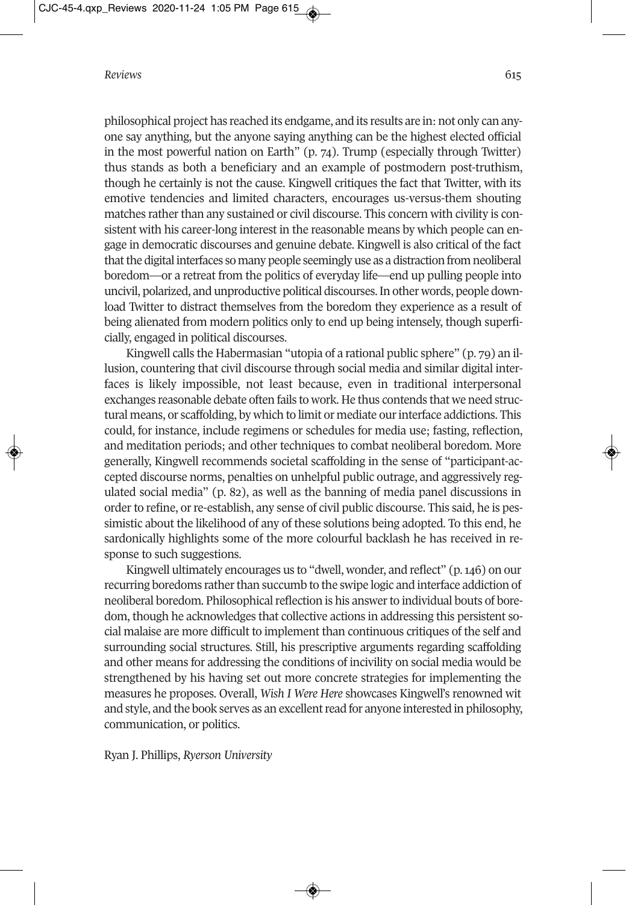philosophical project has reached its endgame, and its results are in: not only can anyone say anything, but the anyone saying anything can be the highest elected official in the most powerful nation on Earth" (p. 74). Trump (especially through Twitter) thus stands as both a beneficiary and an example of postmodern post-truthism, though he certainly is not the cause. Kingwell critiques the fact that Twitter, with its emotive tendencies and limited characters, encourages us-versus-them shouting matches rather than any sustained or civil discourse. This concern with civility is consistent with his career-long interest in the reasonable means by which people can engage in democratic discourses and genuine debate. Kingwell is also critical of the fact that the digital interfaces so many people seemingly use as a distraction from neoliberal boredom—or a retreat from the politics of everyday life—end up pulling people into uncivil, polarized, and unproductive political discourses. In other words, people download Twitter to distract themselves from the boredom they experience as a result of being alienated from modern politics only to end up being intensely, though superficially, engaged in political discourses.

Kingwell calls the Habermasian "utopia of a rational public sphere" (p. 79) an illusion, countering that civil discourse through social media and similar digital interfaces is likely impossible, not least because, even in traditional interpersonal exchanges reasonable debate often fails to work. He thus contends that we need structural means, or scaffolding, by which to limit or mediate our interface addictions. This could, for instance, include regimens or schedules for media use; fasting, reflection, and meditation periods; and other techniques to combat neoliberal boredom. More generally, Kingwell recommends societal scaffolding in the sense of "participant-accepted discourse norms, penalties on unhelpful public outrage, and aggressively regulated social media" (p. 82), as well as the banning of media panel discussions in order to refine, or re-establish, any sense of civil public discourse. This said, he is pessimistic about the likelihood of any of these solutions being adopted. To this end, he sardonically highlights some of the more colourful backlash he has received in response to such suggestions.

Kingwell ultimately encourages us to "dwell, wonder, and reflect" (p. 146) on our recurring boredoms rather than succumb to the swipe logic and interface addiction of neoliberal boredom. Philosophical reflection is his answer to individual bouts of boredom, though he acknowledges that collective actions in addressing this persistent social malaise are more difficult to implement than continuous critiques of the self and surrounding social structures. Still, his prescriptive arguments regarding scaffolding and other means for addressing the conditions of incivility on social media would be strengthened by his having set out more concrete strategies for implementing the measures he proposes. Overall, *Wish I Were Here* showcases Kingwell's renowned wit and style, and the book serves as an excellent read for anyone interested in philosophy, communication, or politics.

Ryan J. Phillips, *Ryerson University*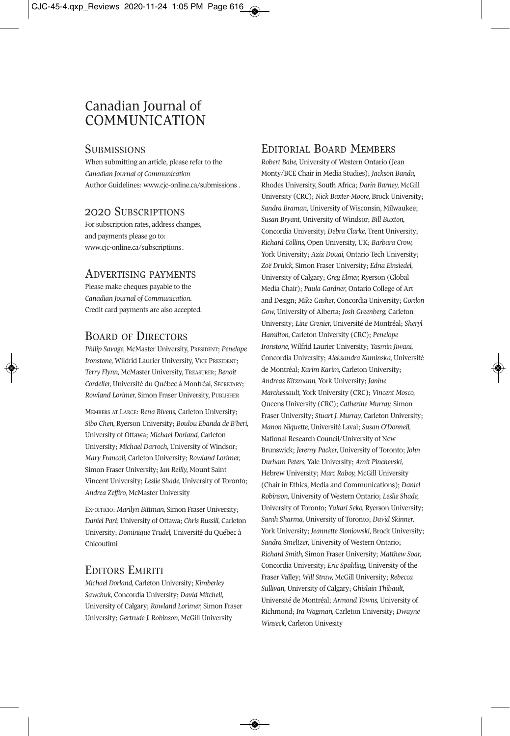# Canadian Journal of COMMUNICATION

## Submissions

When submitting an article, please refer to the *Canadian Journal of Communication* Author Guidelines: www.cjc-online.ca/submissions .

## 2020 Subscriptions

For subscription rates, address changes, and payments please go to: www.cjc-online.ca/subscriptions .

## Advertising payments

Please make cheques payable to the *Canadian Journal of Communication*. Credit card payments are also accepted.

## Board of Directors

*Philip Savage,* McMaster University, President; *Penelope Ironstone,* Wildrid Laurier University, Vice President; *Terry Flynn,* McMaster University, Treasurer; *Benoît Cordelier,* Université du Québec à Montréal, Secretary; *Rowland Lorimer,* Simon Fraser University, Publisher

Members at Large: *Rena Bivens,* Carleton University; *Sibo Chen,* Ryerson University; *Boulou Ebanda de B'beri,* University of Ottawa; *Michael Dorland,* Carleton University; *Michael Darroch,* University of Windsor; *Mary Francoli,* Carleton University; *Rowland Lorimer,* Simon Fraser University; *Ian Reilly,* Mount Saint Vincent University; *Leslie Shade,* University of Toronto; *Andrea Zeffiro,* McMaster University

Ex-officio: *Marilyn Bittman,* Simon Fraser University; *Daniel Paré,* University of Ottawa; *Chris Russill,* Carleton University; *Dominique Trudel,* Université du Québec à Chicoutimi

## Editors Emiriti

*Michael Dorland,* Carleton University; *Kimberley Sawchuk,* Concordia University; *David Mitchell,* University of Calgary; *Rowland Lorimer,* Simon Fraser University; *Gertrude J. Robinson,* McGill University

## Editorial Board Members

*Robert Babe,* University of Western Ontario (Jean Monty/BCE Chair in Media Studies); *Jackson Banda,* Rhodes University, South Africa; *Darin Barney,* McGill University (CRC); *Nick Baxter-Moore,* Brock University; *Sandra Braman,* University of Wisconsin, Milwaukee; *Susan Bryant,* University of Windsor; *Bill Buxton,* Concordia University; *Debra Clarke,* Trent University; *Richard Collins,* Open University, UK; *Barbara Crow,* York University; *Aziz Douai,* Ontario Tech University; *Zoë Druick,* Simon Fraser University; *Edna Einsiedel,* University of Calgary; *Greg Elmer,* Ryerson (Global Media Chair); *Paula Gardner,* Ontario College of Art and Design; *Mike Gasher,* Concordia University; *Gordon Gow,* University of Alberta; *Josh Greenberg,* Carleton University; *Line Grenier,* Université de Montréal; *Sheryl Hamilton,* Carleton University (CRC); *Penelope Ironstone,* Wilfrid Laurier University; *Yasmin Jiwani,* Concordia University; *Aleksandra Kaminska,* Université de Montréal; *Karim Karim,* Carleton University; *Andreas Kitzmann,* York University; *Janine Marchessault,* York University (CRC); *Vincent Mosco,* Queens University (CRC); *Catherine Murray,* Simon Fraser University; *Stuart J. Murray,* Carleton University; *Manon Niquette,* Université Laval; *Susan O'Donnell,* National Research Council/University of New Brunswick; *Jeremy Packer,* University of Toronto; *John Durham Peters,* Yale University; *Amit Pinchevski,* Hebrew University; *Marc Raboy,* McGill University (Chair in Ethics, Media and Communications); *Daniel Robinson,* University of Western Ontario; *Leslie Shade,* University of Toronto; *Yukari Seko,* Ryerson University; *Sarah Sharma,* University of Toronto; *David Skinner,* York University; *Jeannette Sloniowski,* Brock University; *Sandra Smeltzer,* University of Western Ontario; *Richard Smith,* Simon Fraser University; *Matthew Soar,* Concordia University; *Eric Spalding,* University of the Fraser Valley; *Will Straw,* McGill University; *Rebecca Sullivan,* University of Calgary; *Ghislain Thibault,* Université de Montréal; *Armond Towns,* University of Richmond; *Ira Wagman,* Carleton University; *Dwayne Winseck,* Carleton Univesity